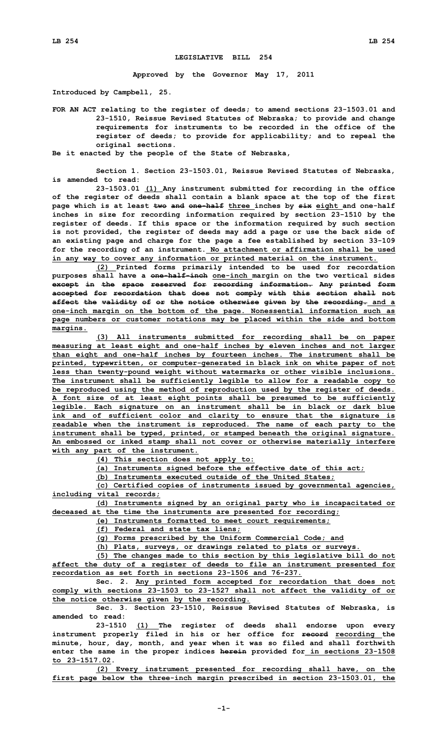# LEGISLATIVE BILL 254

**Approved by the Governor May 17, 2011**

**Introduced by Campbell, 25.**

**FOR AN ACT relating to the register of deeds; to amend sections 23-1503.01 and 23-1510, Reissue Revised Statutes of Nebraska; to provide and change requirements for instruments to be recorded in the office of the register of deeds; to provide for applicability; and to repeal the original sections.**

**Be it enacted by the people of the State of Nebraska,**

**Section 1. Section 23-1503.01, Reissue Revised Statutes of Nebraska, is amended to read:**

**23-1503.01 (1) Any instrument submitted for recording in the office of the register of deeds shall contain a blank space at the top of the first page which is at least ~~two and one-half~~ three inches by ~~six~~ eight and one-half inches in size for recording information required by section 23-1510 by the register of deeds. If this space or the information required by such section is not provided, the register of deeds may add a page or use the back side of an existing page and charge for the page a fee established by section 33-109 for the recording of an instrument. No attachment or affirmation shall be used in any way to cover any information or printed material on the instrument.**

**(2) Printed forms primarily intended to be used for recordation purposes shall have a ~~one-half-inch~~ one-inch margin on the two vertical sides ~~except in the space reserved for recording information. Any printed form accepted for recordation that does not comply with this section shall not affect the validity of or the notice otherwise given by the recording.~~ and a one-inch margin on the bottom of the page. Nonessential information such as page numbers or customer notations may be placed within the side and bottom margins.**

**(3) All instruments submitted for recording shall be on paper measuring at least eight and one-half inches by eleven inches and not larger than eight and one-half inches by fourteen inches. The instrument shall be printed, typewritten, or computer-generated in black ink on white paper of not less than twenty-pound weight without watermarks or other visible inclusions. The instrument shall be sufficiently legible to allow for a readable copy to be reproduced using the method of reproduction used by the register of deeds. A font size of at least eight points shall be presumed to be sufficiently legible. Each signature on an instrument shall be in black or dark blue ink and of sufficient color and clarity to ensure that the signature is readable when the instrument is reproduced. The name of each party to the instrument shall be typed, printed, or stamped beneath the original signature. An embossed or inked stamp shall not cover or otherwise materially interfere with any part of the instrument.**

**(4) This section does not apply to:**

**(a) Instruments signed before the effective date of this act;**

**(b) Instruments executed outside of the United States;**

**(c) Certified copies of instruments issued by governmental agencies, including vital records;**

**(d) Instruments signed by an original party who is incapacitated or deceased at the time the instruments are presented for recording;**

**(e) Instruments formatted to meet court requirements;**

**(f) Federal and state tax liens;**

**(g) Forms prescribed by the Uniform Commercial Code; and**

**(h) Plats, surveys, or drawings related to plats or surveys.**

**(5) The changes made to this section by this legislative bill do not affect the duty of a register of deeds to file an instrument presented for recordation as set forth in sections 23-1506 and 76-237.**

**Sec. 2. Any printed form accepted for recordation that does not comply with sections 23-1503 to 23-1527 shall not affect the validity of or the notice otherwise given by the recording.**

**Sec. 3. Section 23-1510, Reissue Revised Statutes of Nebraska, is amended to read:**

**23-1510 (1) The register of deeds shall endorse upon every instrument properly filed in his or her office for ~~record~~ recording the minute, hour, day, month, and year when it was so filed and shall forthwith enter the same in the proper indices ~~herein~~ provided for in sections 23-1508 to 23-1517.02.**

**(2) Every instrument presented for recording shall have, on the first page below the three-inch margin prescribed in section 23-1503.01, the**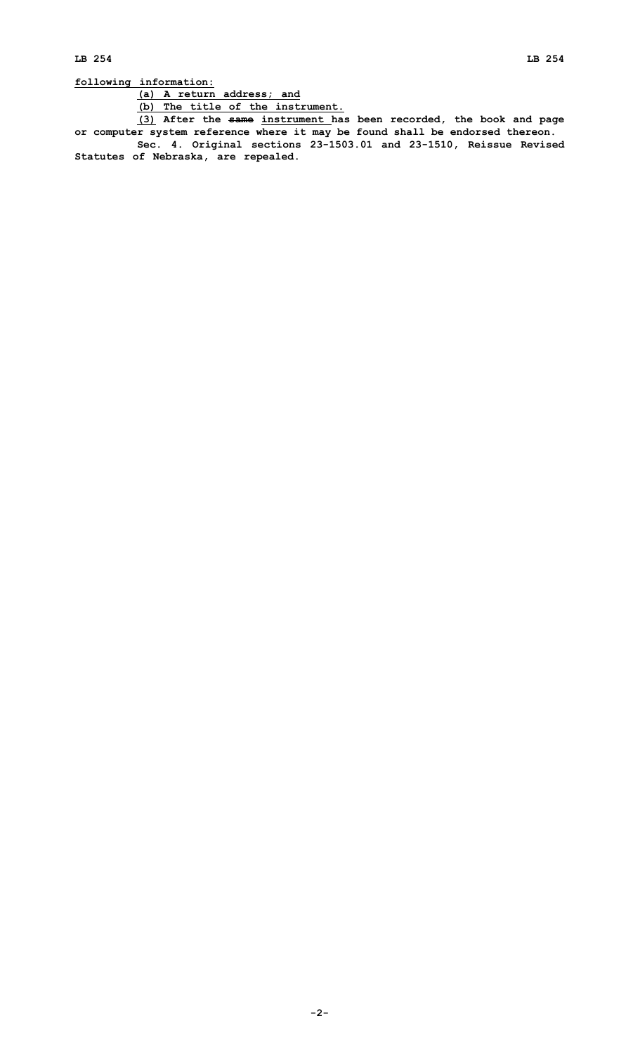following information:

(a) A return address; and

(b) The title of the instrument.

(3) After the ~~same~~ instrument has been recorded, the book and page or computer system reference where it may be found shall be endorsed thereon.

Sec. 4. Original sections 23-1503.01 and 23-1510, Reissue Revised Statutes of Nebraska, are repealed.